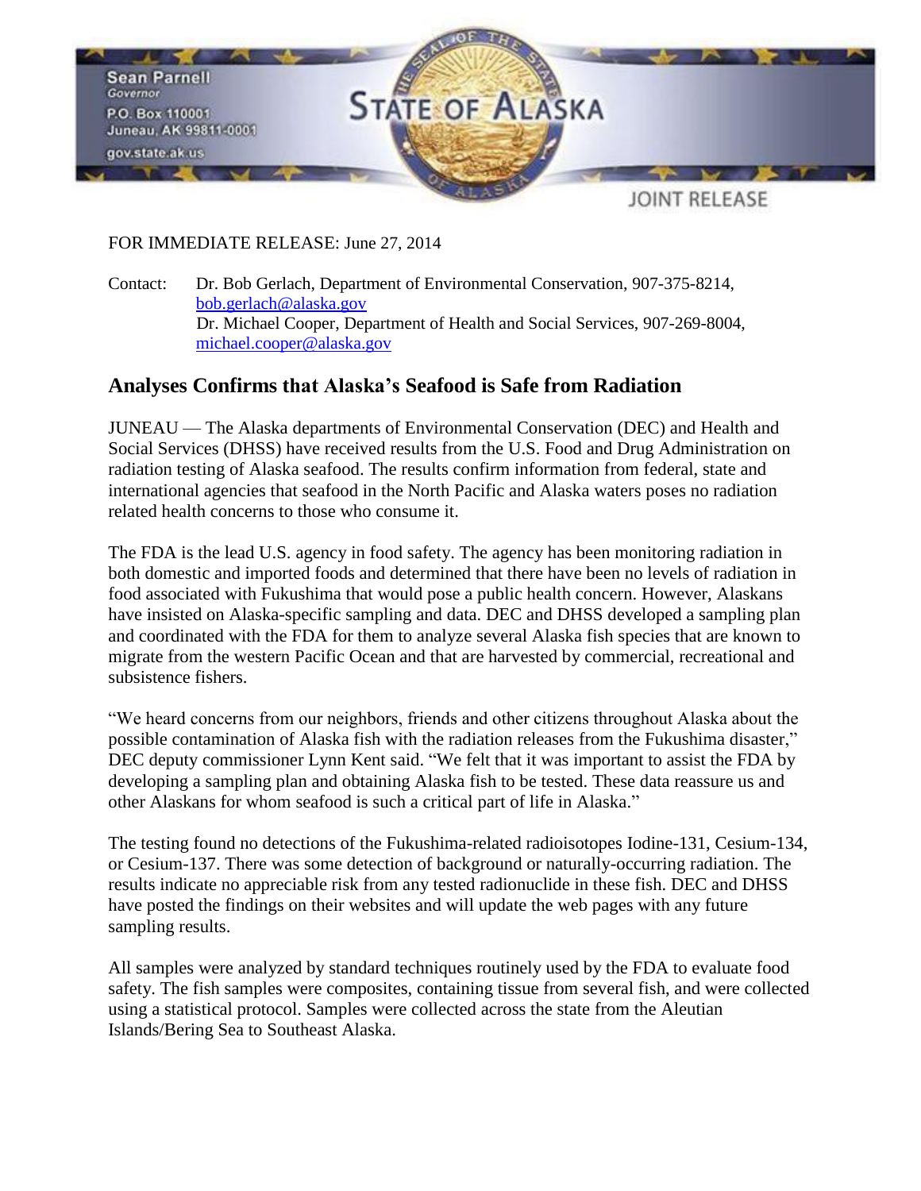Sean Parnell
Governor
P.O. Box 110001
Juneau, AK 99811-0001
gov.state.ak.us

STATE OF ALASKA

JOINT RELEASE

FOR IMMEDIATE RELEASE: June 27, 2014

Contact: Dr. Bob Gerlach, Department of Environmental Conservation, 907-375-8214, bob.gerlach@alaska.gov
Dr. Michael Cooper, Department of Health and Social Services, 907-269-8004, michael.cooper@alaska.gov

## Analyses Confirms that Alaska's Seafood is Safe from Radiation

JUNEAU — The Alaska departments of Environmental Conservation (DEC) and Health and Social Services (DHSS) have received results from the U.S. Food and Drug Administration on radiation testing of Alaska seafood. The results confirm information from federal, state and international agencies that seafood in the North Pacific and Alaska waters poses no radiation related health concerns to those who consume it.

The FDA is the lead U.S. agency in food safety. The agency has been monitoring radiation in both domestic and imported foods and determined that there have been no levels of radiation in food associated with Fukushima that would pose a public health concern. However, Alaskans have insisted on Alaska-specific sampling and data. DEC and DHSS developed a sampling plan and coordinated with the FDA for them to analyze several Alaska fish species that are known to migrate from the western Pacific Ocean and that are harvested by commercial, recreational and subsistence fishers.

"We heard concerns from our neighbors, friends and other citizens throughout Alaska about the possible contamination of Alaska fish with the radiation releases from the Fukushima disaster," DEC deputy commissioner Lynn Kent said. "We felt that it was important to assist the FDA by developing a sampling plan and obtaining Alaska fish to be tested. These data reassure us and other Alaskans for whom seafood is such a critical part of life in Alaska."

The testing found no detections of the Fukushima-related radioisotopes Iodine-131, Cesium-134, or Cesium-137. There was some detection of background or naturally-occurring radiation. The results indicate no appreciable risk from any tested radionuclide in these fish. DEC and DHSS have posted the findings on their websites and will update the web pages with any future sampling results.

All samples were analyzed by standard techniques routinely used by the FDA to evaluate food safety. The fish samples were composites, containing tissue from several fish, and were collected using a statistical protocol. Samples were collected across the state from the Aleutian Islands/Bering Sea to Southeast Alaska.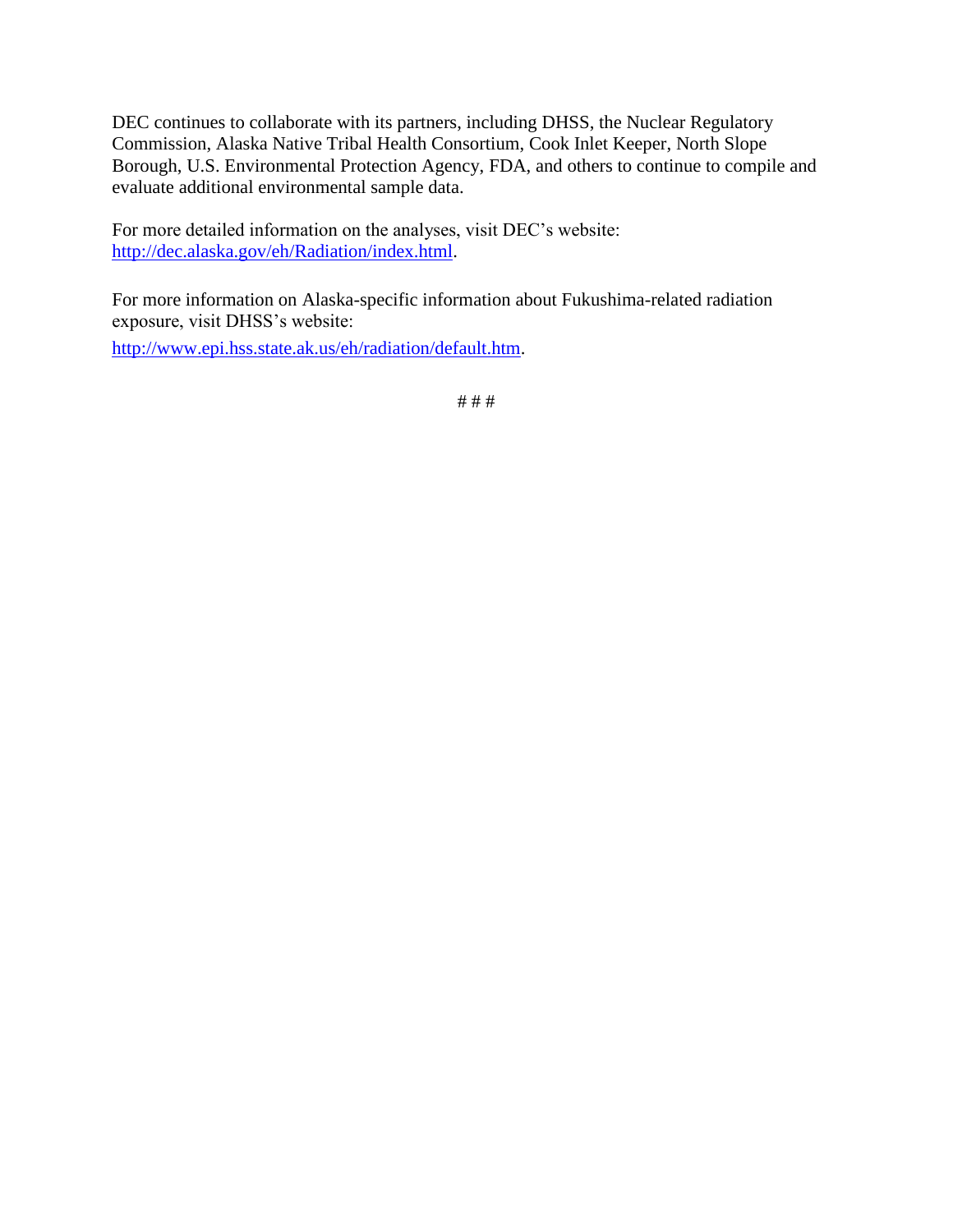DEC continues to collaborate with its partners, including DHSS, the Nuclear Regulatory Commission, Alaska Native Tribal Health Consortium, Cook Inlet Keeper, North Slope Borough, U.S. Environmental Protection Agency, FDA, and others to continue to compile and evaluate additional environmental sample data.

For more detailed information on the analyses, visit DEC's website: [http://dec.alaska.gov/eh/Radiation/index.html](http://dec.alaska.gov/eh/Radiation/index.html).

For more information on Alaska-specific information about Fukushima-related radiation exposure, visit DHSS's website:

[http://www.epi.hss.state.ak.us/eh/radiation/default.htm](http://www.epi.hss.state.ak.us/eh/radiation/default.htm).

# # #